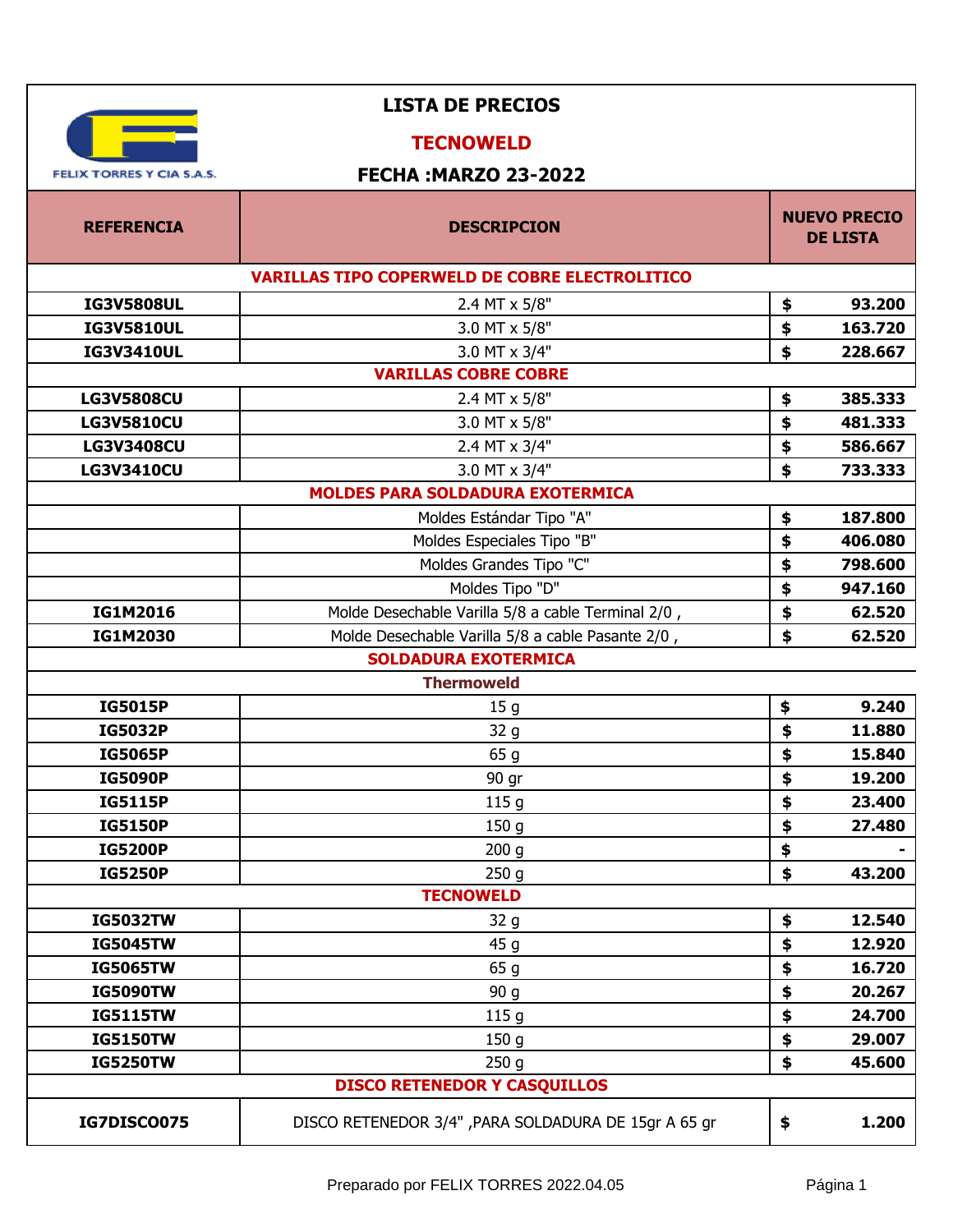FELIX TORRES Y CIA S.A.S.

# LISTA DE PRECIOS

## TECNOWELD

### FECHA :MARZO 23-2022

| REFERENCIA | DESCRIPCION | NUEVO PRECIO DE LISTA |
|---|---|---|
| | **VARILLAS TIPO COPERWELD DE COBRE ELECTROLITICO** | |
| **IG3V5808UL** | 2.4 MT x 5/8" | $ 93.200 |
| **IG3V5810UL** | 3.0 MT x 5/8" | $ 163.720 |
| **IG3V3410UL** | 3.0 MT x 3/4" | $ 228.667 |
| | **VARILLAS COBRE COBRE** | |
| **LG3V5808CU** | 2.4 MT x 5/8" | $ 385.333 |
| **LG3V5810CU** | 3.0 MT x 5/8" | $ 481.333 |
| **LG3V3408CU** | 2.4 MT x 3/4" | $ 586.667 |
| **LG3V3410CU** | 3.0 MT x 3/4" | $ 733.333 |
| | **MOLDES PARA SOLDADURA EXOTERMICA** | |
| | Moldes Estándar Tipo "A" | $ 187.800 |
| | Moldes Especiales Tipo "B" | $ 406.080 |
| | Moldes Grandes Tipo "C" | $ 798.600 |
| | Moldes Tipo "D" | $ 947.160 |
| **IG1M2016** | Molde Desechable Varilla 5/8 a cable Terminal 2/0 , | $ 62.520 |
| **IG1M2030** | Molde Desechable Varilla 5/8 a cable Pasante 2/0 , | $ 62.520 |
| | **SOLDADURA EXOTERMICA** | |
| | **Thermoweld** | |
| **IG5015P** | 15 g | $ 9.240 |
| **IG5032P** | 32 g | $ 11.880 |
| **IG5065P** | 65 g | $ 15.840 |
| **IG5090P** | 90 gr | $ 19.200 |
| **IG5115P** | 115 g | $ 23.400 |
| **IG5150P** | 150 g | $ 27.480 |
| **IG5200P** | 200 g | $ - |
| **IG5250P** | 250 g | $ 43.200 |
| | **TECNOWELD** | |
| **IG5032TW** | 32 g | $ 12.540 |
| **IG5045TW** | 45 g | $ 12.920 |
| **IG5065TW** | 65 g | $ 16.720 |
| **IG5090TW** | 90 g | $ 20.267 |
| **IG5115TW** | 115 g | $ 24.700 |
| **IG5150TW** | 150 g | $ 29.007 |
| **IG5250TW** | 250 g | $ 45.600 |
| | **DISCO RETENEDOR Y CASQUILLOS** | |
| **IG7DISCO075** | DISCO RETENEDOR 3/4" ,PARA SOLDADURA DE 15gr A 65 gr | $ 1.200 |

Preparado por FELIX TORRES 2022.04.05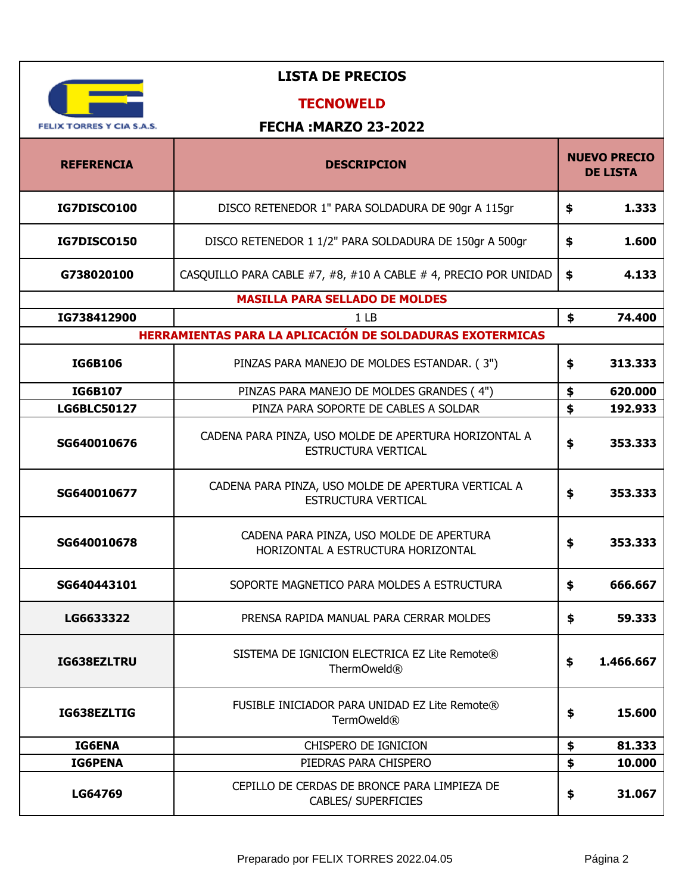FELIX TORRES Y CIA S.A.S.

# LISTA DE PRECIOS

## TECNOWELD

### FECHA :MARZO 23-2022

| REFERENCIA | DESCRIPCION | NUEVO PRECIO DE LISTA |
|---|---|---|
| IG7DISCO100 | DISCO RETENEDOR 1" PARA SOLDADURA DE 90gr A 115gr | $ 1.333 |
| IG7DISCO150 | DISCO RETENEDOR 1 1/2" PARA SOLDADURA DE 150gr A 500gr | $ 1.600 |
| G738020100 | CASQUILLO PARA CABLE #7, #8, #10 A CABLE # 4, PRECIO POR UNIDAD | $ 4.133 |
| **MASILLA PARA SELLADO DE MOLDES** | | |
| IG738412900 | 1 LB | $ 74.400 |
| **HERRAMIENTAS PARA LA APLICACIÓN DE SOLDADURAS EXOTERMICAS** | | |
| IG6B106 | PINZAS PARA MANEJO DE MOLDES ESTANDAR. ( 3") | $ 313.333 |
| IG6B107 | PINZAS PARA MANEJO DE MOLDES GRANDES ( 4") | $ 620.000 |
| LG6BLC50127 | PINZA PARA SOPORTE DE CABLES A SOLDAR | $ 192.933 |
| SG640010676 | CADENA PARA PINZA, USO MOLDE DE APERTURA HORIZONTAL A ESTRUCTURA VERTICAL | $ 353.333 |
| SG640010677 | CADENA PARA PINZA, USO MOLDE DE APERTURA VERTICAL A ESTRUCTURA VERTICAL | $ 353.333 |
| SG640010678 | CADENA PARA PINZA, USO MOLDE DE APERTURA HORIZONTAL A ESTRUCTURA HORIZONTAL | $ 353.333 |
| SG640443101 | SOPORTE MAGNETICO PARA MOLDES A ESTRUCTURA | $ 666.667 |
| LG6633322 | PRENSA RAPIDA MANUAL PARA CERRAR MOLDES | $ 59.333 |
| IG638EZLTRU | SISTEMA DE IGNICION ELECTRICA EZ Lite Remote® ThermOweld® | $ 1.466.667 |
| IG638EZLTIG | FUSIBLE INICIADOR PARA UNIDAD EZ Lite Remote® TermOweld® | $ 15.600 |
| IG6ENA | CHISPERO DE IGNICION | $ 81.333 |
| IG6PENA | PIEDRAS PARA CHISPERO | $ 10.000 |
| LG64769 | CEPILLO DE CERDAS DE BRONCE PARA LIMPIEZA DE CABLES/ SUPERFICIES | $ 31.067 |

Preparado por FELIX TORRES 2022.04.05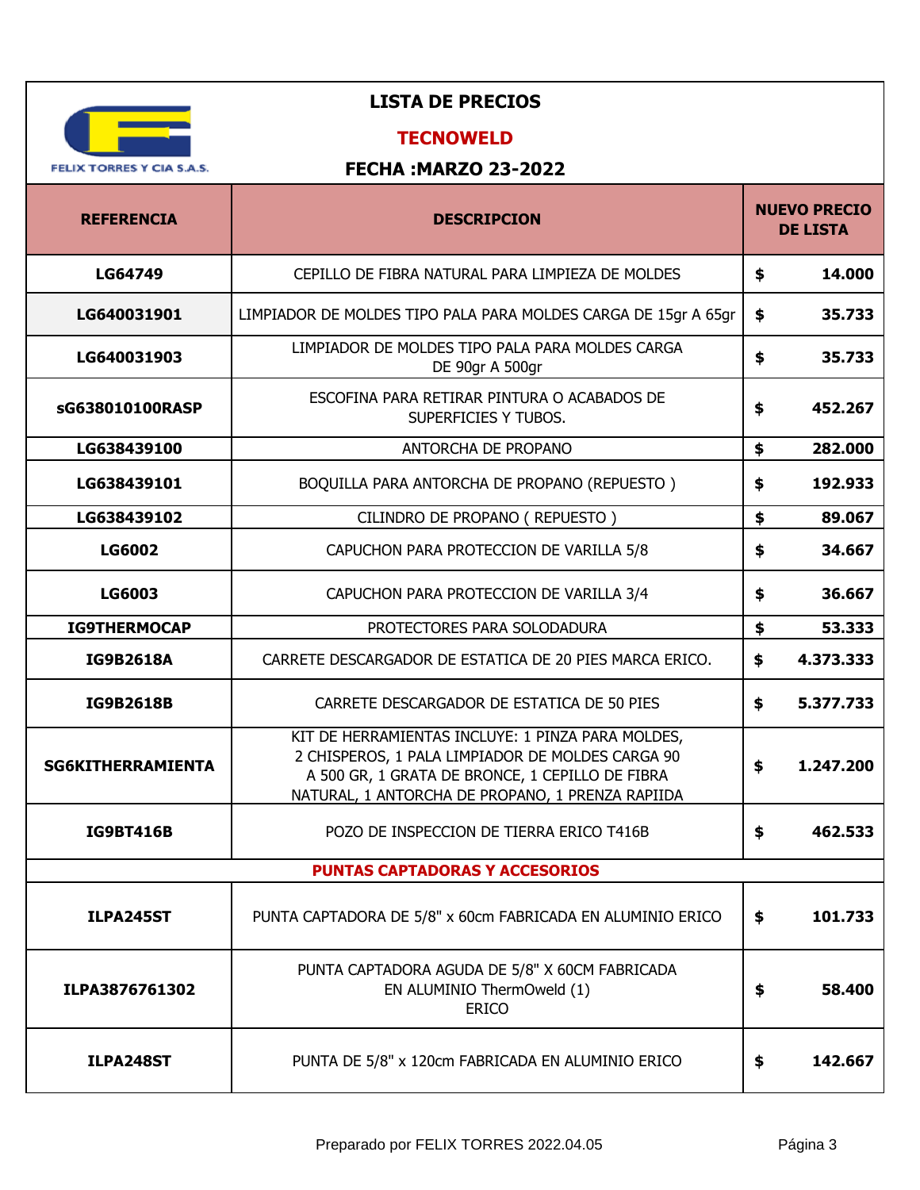# LISTA DE PRECIOS

## TECNOWELD

FELIX TORRES Y CIA S.A.S.

### FECHA :MARZO 23-2022

| REFERENCIA | DESCRIPCION | NUEVO PRECIO DE LISTA |
|---|---|---|
| LG64749 | CEPILLO DE FIBRA NATURAL PARA LIMPIEZA DE MOLDES | $ 14.000 |
| LG640031901 | LIMPIADOR DE MOLDES TIPO PALA PARA MOLDES CARGA DE 15gr A 65gr | $ 35.733 |
| LG640031903 | LIMPIADOR DE MOLDES TIPO PALA PARA MOLDES CARGA DE 90gr A 500gr | $ 35.733 |
| sG638010100RASP | ESCOFINA PARA RETIRAR PINTURA O ACABADOS DE SUPERFICIES Y TUBOS. | $ 452.267 |
| LG638439100 | ANTORCHA DE PROPANO | $ 282.000 |
| LG638439101 | BOQUILLA PARA ANTORCHA DE PROPANO (REPUESTO ) | $ 192.933 |
| LG638439102 | CILINDRO DE PROPANO ( REPUESTO ) | $ 89.067 |
| LG6002 | CAPUCHON PARA PROTECCION DE VARILLA 5/8 | $ 34.667 |
| LG6003 | CAPUCHON PARA PROTECCION DE VARILLA 3/4 | $ 36.667 |
| IG9THERMOCAP | PROTECTORES PARA SOLODADURA | $ 53.333 |
| IG9B2618A | CARRETE DESCARGADOR DE ESTATICA DE 20 PIES MARCA ERICO. | $ 4.373.333 |
| IG9B2618B | CARRETE DESCARGADOR DE ESTATICA DE 50 PIES | $ 5.377.733 |
| SG6KITHERRAMIENTA | KIT DE HERRAMIENTAS INCLUYE: 1 PINZA PARA MOLDES, 2 CHISPEROS, 1 PALA LIMPIADOR DE MOLDES CARGA 90 A 500 GR, 1 GRATA DE BRONCE, 1 CEPILLO DE FIBRA NATURAL, 1 ANTORCHA DE PROPANO, 1 PRENZA RAPIIDA | $ 1.247.200 |
| IG9BT416B | POZO DE INSPECCION DE TIERRA ERICO T416B | $ 462.533 |
| **PUNTAS CAPTADORAS Y ACCESORIOS** | | |
| ILPA245ST | PUNTA CAPTADORA DE 5/8" x 60cm FABRICADA EN ALUMINIO ERICO | $ 101.733 |
| ILPA3876761302 | PUNTA CAPTADORA AGUDA DE 5/8" X 60CM FABRICADA EN ALUMINIO ThermOweld (1) ERICO | $ 58.400 |
| ILPA248ST | PUNTA DE 5/8" x 120cm FABRICADA EN ALUMINIO ERICO | $ 142.667 |

Preparado por FELIX TORRES 2022.04.05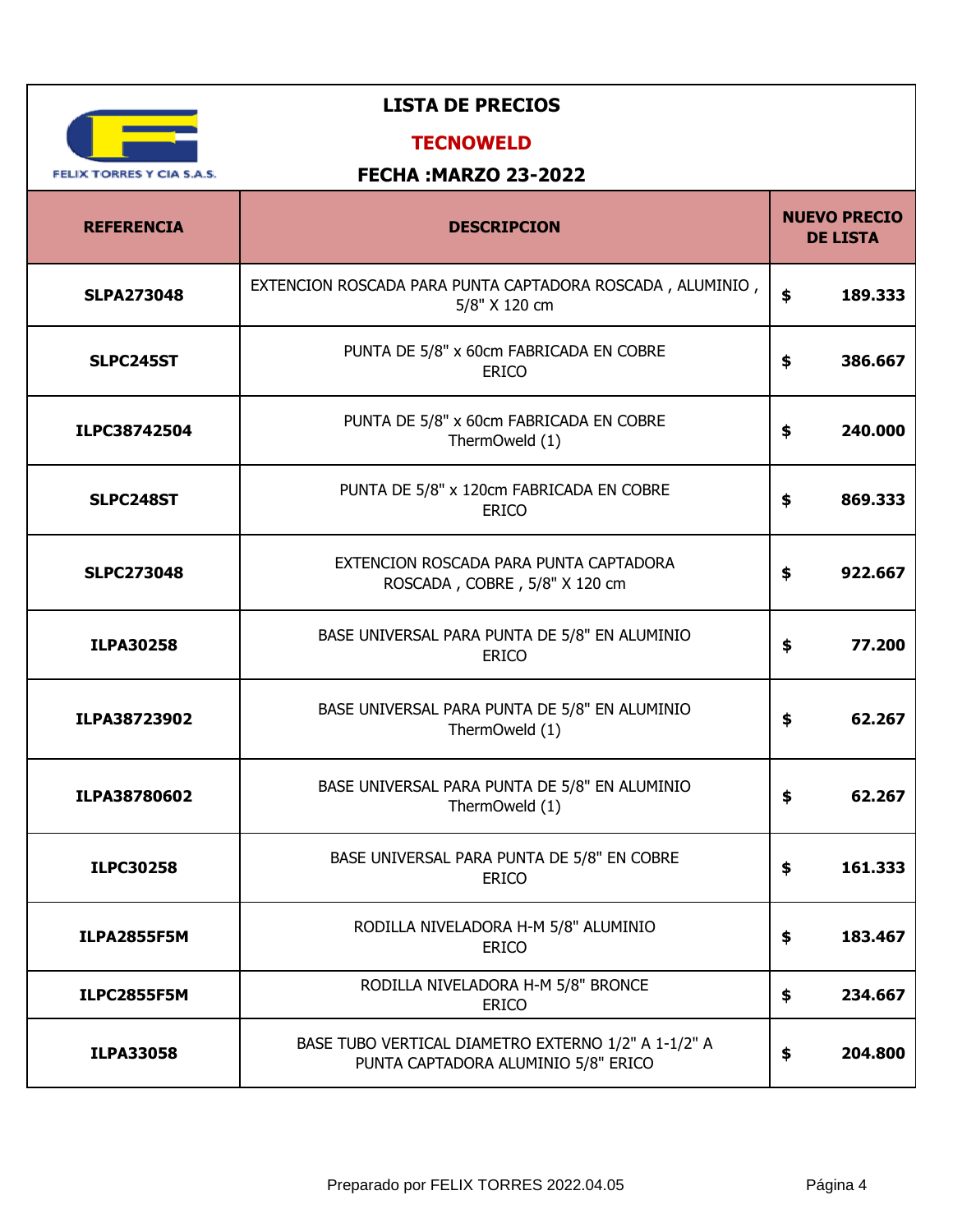FELIX TORRES Y CIA S.A.S.

# LISTA DE PRECIOS

## TECNOWELD

### FECHA :MARZO 23-2022

| REFERENCIA | DESCRIPCION | NUEVO PRECIO DE LISTA |
|---|---|---|
| **SLPA273048** | EXTENCION ROSCADA PARA PUNTA CAPTADORA ROSCADA , ALUMINIO , 5/8" X 120 cm | **$ 189.333** |
| **SLPC245ST** | PUNTA DE 5/8" x 60cm FABRICADA EN COBRE ERICO | **$ 386.667** |
| **ILPC38742504** | PUNTA DE 5/8" x 60cm FABRICADA EN COBRE ThermOweld (1) | **$ 240.000** |
| **SLPC248ST** | PUNTA DE 5/8" x 120cm FABRICADA EN COBRE ERICO | **$ 869.333** |
| **SLPC273048** | EXTENCION ROSCADA PARA PUNTA CAPTADORA ROSCADA , COBRE , 5/8" X 120 cm | **$ 922.667** |
| **ILPA30258** | BASE UNIVERSAL PARA PUNTA DE 5/8" EN ALUMINIO ERICO | **$ 77.200** |
| **ILPA38723902** | BASE UNIVERSAL PARA PUNTA DE 5/8" EN ALUMINIO ThermOweld (1) | **$ 62.267** |
| **ILPA38780602** | BASE UNIVERSAL PARA PUNTA DE 5/8" EN ALUMINIO ThermOweld (1) | **$ 62.267** |
| **ILPC30258** | BASE UNIVERSAL PARA PUNTA DE 5/8" EN COBRE ERICO | **$ 161.333** |
| **ILPA2855F5M** | RODILLA NIVELADORA H-M 5/8" ALUMINIO ERICO | **$ 183.467** |
| **ILPC2855F5M** | RODILLA NIVELADORA H-M 5/8" BRONCE ERICO | **$ 234.667** |
| **ILPA33058** | BASE TUBO VERTICAL DIAMETRO EXTERNO 1/2" A 1-1/2" A PUNTA CAPTADORA ALUMINIO 5/8" ERICO | **$ 204.800** |

Preparado por FELIX TORRES 2022.04.05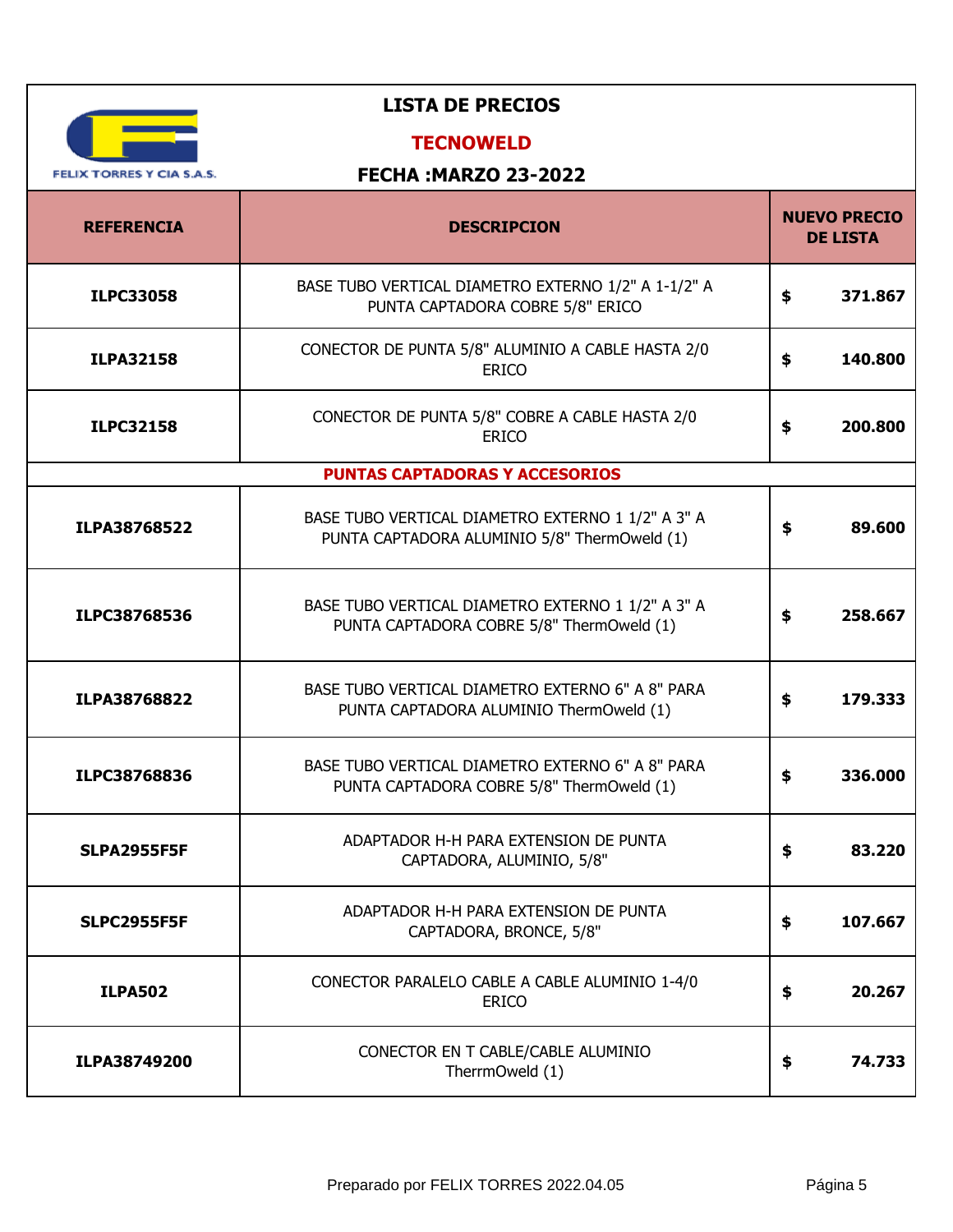FELIX TORRES Y CIA S.A.S.

# LISTA DE PRECIOS

## TECNOWELD

### FECHA :MARZO 23-2022

| REFERENCIA | DESCRIPCION | NUEVO PRECIO DE LISTA |
|---|---|---|
| ILPC33058 | BASE TUBO VERTICAL DIAMETRO EXTERNO 1/2" A 1-1/2" A PUNTA CAPTADORA COBRE 5/8" ERICO | $ 371.867 |
| ILPA32158 | CONECTOR DE PUNTA 5/8" ALUMINIO A CABLE HASTA 2/0 ERICO | $ 140.800 |
| ILPC32158 | CONECTOR DE PUNTA 5/8" COBRE A CABLE HASTA 2/0 ERICO | $ 200.800 |
| **PUNTAS CAPTADORAS Y ACCESORIOS** | | |
| ILPA38768522 | BASE TUBO VERTICAL DIAMETRO EXTERNO 1 1/2" A 3" A PUNTA CAPTADORA ALUMINIO 5/8" ThermOweld (1) | $ 89.600 |
| ILPC38768536 | BASE TUBO VERTICAL DIAMETRO EXTERNO 1 1/2" A 3" A PUNTA CAPTADORA COBRE 5/8" ThermOweld (1) | $ 258.667 |
| ILPA38768822 | BASE TUBO VERTICAL DIAMETRO EXTERNO 6" A 8" PARA PUNTA CAPTADORA ALUMINIO ThermOweld (1) | $ 179.333 |
| ILPC38768836 | BASE TUBO VERTICAL DIAMETRO EXTERNO 6" A 8" PARA PUNTA CAPTADORA COBRE 5/8" ThermOweld (1) | $ 336.000 |
| SLPA2955F5F | ADAPTADOR H-H PARA EXTENSION DE PUNTA CAPTADORA, ALUMINIO, 5/8" | $ 83.220 |
| SLPC2955F5F | ADAPTADOR H-H PARA EXTENSION DE PUNTA CAPTADORA, BRONCE, 5/8" | $ 107.667 |
| ILPA502 | CONECTOR PARALELO CABLE A CABLE ALUMINIO 1-4/0 ERICO | $ 20.267 |
| ILPA38749200 | CONECTOR EN T CABLE/CABLE ALUMINIO TherrmOweld (1) | $ 74.733 |

Preparado por FELIX TORRES 2022.04.05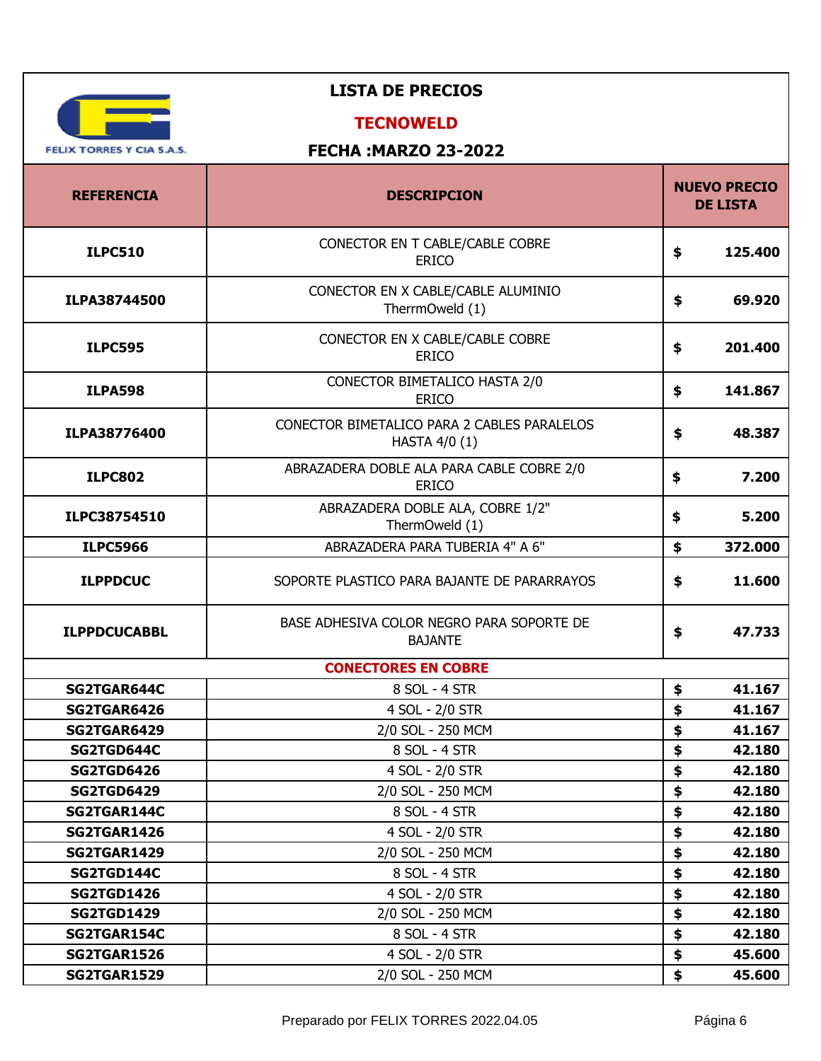FELIX TORRES Y CIA S.A.S.

# LISTA DE PRECIOS

## TECNOWELD

### FECHA :MARZO 23-2022

| REFERENCIA | DESCRIPCION | NUEVO PRECIO DE LISTA |
|---|---|---|
| **ILPC510** | CONECTOR EN T CABLE/CABLE COBRE ERICO | $ 125.400 |
| **ILPA38744500** | CONECTOR EN X CABLE/CABLE ALUMINIO TherrmOweld (1) | $ 69.920 |
| **ILPC595** | CONECTOR EN X CABLE/CABLE COBRE ERICO | $ 201.400 |
| **ILPA598** | CONECTOR BIMETALICO HASTA 2/0 ERICO | $ 141.867 |
| **ILPA38776400** | CONECTOR BIMETALICO PARA 2 CABLES PARALELOS HASTA 4/0 (1) | $ 48.387 |
| **ILPC802** | ABRAZADERA DOBLE ALA PARA CABLE COBRE 2/0 ERICO | $ 7.200 |
| **ILPC38754510** | ABRAZADERA DOBLE ALA, COBRE 1/2" ThermOweld (1) | $ 5.200 |
| **ILPC5966** | ABRAZADERA PARA TUBERIA 4" A 6" | $ 372.000 |
| **ILPPDCUC** | SOPORTE PLASTICO PARA BAJANTE DE PARARRAYOS | $ 11.600 |
| **ILPPDCUCABBL** | BASE ADHESIVA COLOR NEGRO PARA SOPORTE DE BAJANTE | $ 47.733 |
| | **CONECTORES EN COBRE** | |
| **SG2TGAR644C** | 8 SOL - 4 STR | $ 41.167 |
| **SG2TGAR6426** | 4 SOL - 2/0 STR | $ 41.167 |
| **SG2TGAR6429** | 2/0 SOL - 250 MCM | $ 41.167 |
| **SG2TGD644C** | 8 SOL - 4 STR | $ 42.180 |
| **SG2TGD6426** | 4 SOL - 2/0 STR | $ 42.180 |
| **SG2TGD6429** | 2/0 SOL - 250 MCM | $ 42.180 |
| **SG2TGAR144C** | 8 SOL - 4 STR | $ 42.180 |
| **SG2TGAR1426** | 4 SOL - 2/0 STR | $ 42.180 |
| **SG2TGAR1429** | 2/0 SOL - 250 MCM | $ 42.180 |
| **SG2TGD144C** | 8 SOL - 4 STR | $ 42.180 |
| **SG2TGD1426** | 4 SOL - 2/0 STR | $ 42.180 |
| **SG2TGD1429** | 2/0 SOL - 250 MCM | $ 42.180 |
| **SG2TGAR154C** | 8 SOL - 4 STR | $ 42.180 |
| **SG2TGAR1526** | 4 SOL - 2/0 STR | $ 45.600 |
| **SG2TGAR1529** | 2/0 SOL - 250 MCM | $ 45.600 |

Preparado por FELIX TORRES 2022.04.05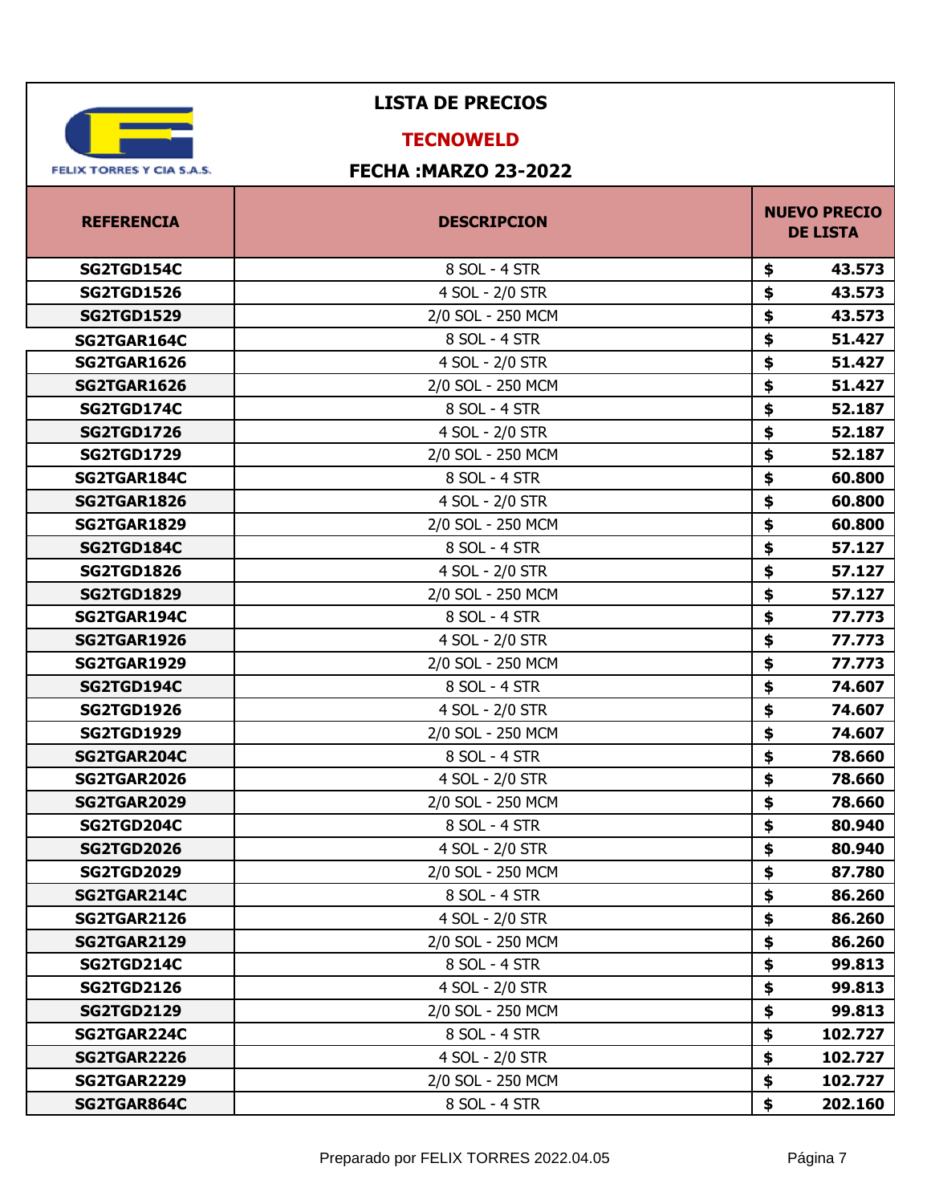FELIX TORRES Y CIA S.A.S.

# LISTA DE PRECIOS

## TECNOWELD

## FECHA :MARZO 23-2022

| REFERENCIA | DESCRIPCION | NUEVO PRECIO DE LISTA |
|---|---|---|
| SG2TGD154C | 8 SOL - 4 STR | $ 43.573 |
| SG2TGD1526 | 4 SOL - 2/0 STR | $ 43.573 |
| SG2TGD1529 | 2/0 SOL - 250 MCM | $ 43.573 |
| SG2TGAR164C | 8 SOL - 4 STR | $ 51.427 |
| SG2TGAR1626 | 4 SOL - 2/0 STR | $ 51.427 |
| SG2TGAR1626 | 2/0 SOL - 250 MCM | $ 51.427 |
| SG2TGD174C | 8 SOL - 4 STR | $ 52.187 |
| SG2TGD1726 | 4 SOL - 2/0 STR | $ 52.187 |
| SG2TGD1729 | 2/0 SOL - 250 MCM | $ 52.187 |
| SG2TGAR184C | 8 SOL - 4 STR | $ 60.800 |
| SG2TGAR1826 | 4 SOL - 2/0 STR | $ 60.800 |
| SG2TGAR1829 | 2/0 SOL - 250 MCM | $ 60.800 |
| SG2TGD184C | 8 SOL - 4 STR | $ 57.127 |
| SG2TGD1826 | 4 SOL - 2/0 STR | $ 57.127 |
| SG2TGD1829 | 2/0 SOL - 250 MCM | $ 57.127 |
| SG2TGAR194C | 8 SOL - 4 STR | $ 77.773 |
| SG2TGAR1926 | 4 SOL - 2/0 STR | $ 77.773 |
| SG2TGAR1929 | 2/0 SOL - 250 MCM | $ 77.773 |
| SG2TGD194C | 8 SOL - 4 STR | $ 74.607 |
| SG2TGD1926 | 4 SOL - 2/0 STR | $ 74.607 |
| SG2TGD1929 | 2/0 SOL - 250 MCM | $ 74.607 |
| SG2TGAR204C | 8 SOL - 4 STR | $ 78.660 |
| SG2TGAR2026 | 4 SOL - 2/0 STR | $ 78.660 |
| SG2TGAR2029 | 2/0 SOL - 250 MCM | $ 78.660 |
| SG2TGD204C | 8 SOL - 4 STR | $ 80.940 |
| SG2TGD2026 | 4 SOL - 2/0 STR | $ 80.940 |
| SG2TGD2029 | 2/0 SOL - 250 MCM | $ 87.780 |
| SG2TGAR214C | 8 SOL - 4 STR | $ 86.260 |
| SG2TGAR2126 | 4 SOL - 2/0 STR | $ 86.260 |
| SG2TGAR2129 | 2/0 SOL - 250 MCM | $ 86.260 |
| SG2TGD214C | 8 SOL - 4 STR | $ 99.813 |
| SG2TGD2126 | 4 SOL - 2/0 STR | $ 99.813 |
| SG2TGD2129 | 2/0 SOL - 250 MCM | $ 99.813 |
| SG2TGAR224C | 8 SOL - 4 STR | $ 102.727 |
| SG2TGAR2226 | 4 SOL - 2/0 STR | $ 102.727 |
| SG2TGAR2229 | 2/0 SOL - 250 MCM | $ 102.727 |
| SG2TGAR864C | 8 SOL - 4 STR | $ 202.160 |

Preparado por FELIX TORRES 2022.04.05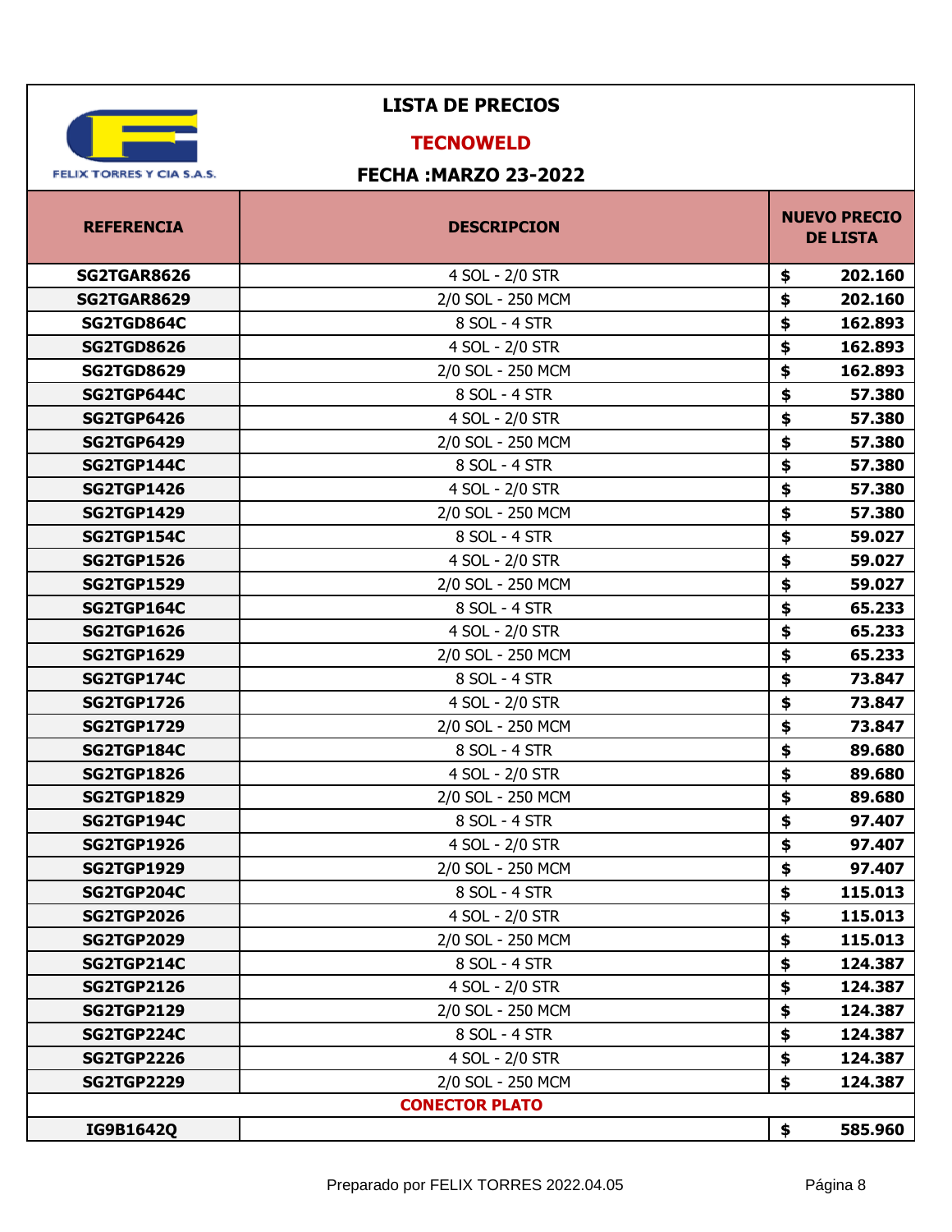FELIX TORRES Y CIA S.A.S.

# LISTA DE PRECIOS

## TECNOWELD

## FECHA :MARZO 23-2022

| REFERENCIA | DESCRIPCION | NUEVO PRECIO DE LISTA |
|---|---|---|
| **SG2TGAR8626** | 4 SOL - 2/0 STR | **$ 202.160** |
| **SG2TGAR8629** | 2/0 SOL - 250 MCM | **$ 202.160** |
| **SG2TGD864C** | 8 SOL - 4 STR | **$ 162.893** |
| **SG2TGD8626** | 4 SOL - 2/0 STR | **$ 162.893** |
| **SG2TGD8629** | 2/0 SOL - 250 MCM | **$ 162.893** |
| **SG2TGP644C** | 8 SOL - 4 STR | **$ 57.380** |
| **SG2TGP6426** | 4 SOL - 2/0 STR | **$ 57.380** |
| **SG2TGP6429** | 2/0 SOL - 250 MCM | **$ 57.380** |
| **SG2TGP144C** | 8 SOL - 4 STR | **$ 57.380** |
| **SG2TGP1426** | 4 SOL - 2/0 STR | **$ 57.380** |
| **SG2TGP1429** | 2/0 SOL - 250 MCM | **$ 57.380** |
| **SG2TGP154C** | 8 SOL - 4 STR | **$ 59.027** |
| **SG2TGP1526** | 4 SOL - 2/0 STR | **$ 59.027** |
| **SG2TGP1529** | 2/0 SOL - 250 MCM | **$ 59.027** |
| **SG2TGP164C** | 8 SOL - 4 STR | **$ 65.233** |
| **SG2TGP1626** | 4 SOL - 2/0 STR | **$ 65.233** |
| **SG2TGP1629** | 2/0 SOL - 250 MCM | **$ 65.233** |
| **SG2TGP174C** | 8 SOL - 4 STR | **$ 73.847** |
| **SG2TGP1726** | 4 SOL - 2/0 STR | **$ 73.847** |
| **SG2TGP1729** | 2/0 SOL - 250 MCM | **$ 73.847** |
| **SG2TGP184C** | 8 SOL - 4 STR | **$ 89.680** |
| **SG2TGP1826** | 4 SOL - 2/0 STR | **$ 89.680** |
| **SG2TGP1829** | 2/0 SOL - 250 MCM | **$ 89.680** |
| **SG2TGP194C** | 8 SOL - 4 STR | **$ 97.407** |
| **SG2TGP1926** | 4 SOL - 2/0 STR | **$ 97.407** |
| **SG2TGP1929** | 2/0 SOL - 250 MCM | **$ 97.407** |
| **SG2TGP204C** | 8 SOL - 4 STR | **$ 115.013** |
| **SG2TGP2026** | 4 SOL - 2/0 STR | **$ 115.013** |
| **SG2TGP2029** | 2/0 SOL - 250 MCM | **$ 115.013** |
| **SG2TGP214C** | 8 SOL - 4 STR | **$ 124.387** |
| **SG2TGP2126** | 4 SOL - 2/0 STR | **$ 124.387** |
| **SG2TGP2129** | 2/0 SOL - 250 MCM | **$ 124.387** |
| **SG2TGP224C** | 8 SOL - 4 STR | **$ 124.387** |
| **SG2TGP2226** | 4 SOL - 2/0 STR | **$ 124.387** |
| **SG2TGP2229** | 2/0 SOL - 250 MCM | **$ 124.387** |
| | **CONECTOR PLATO** | |
| **IG9B1642Q** | | **$ 585.960** |

Preparado por FELIX TORRES 2022.04.05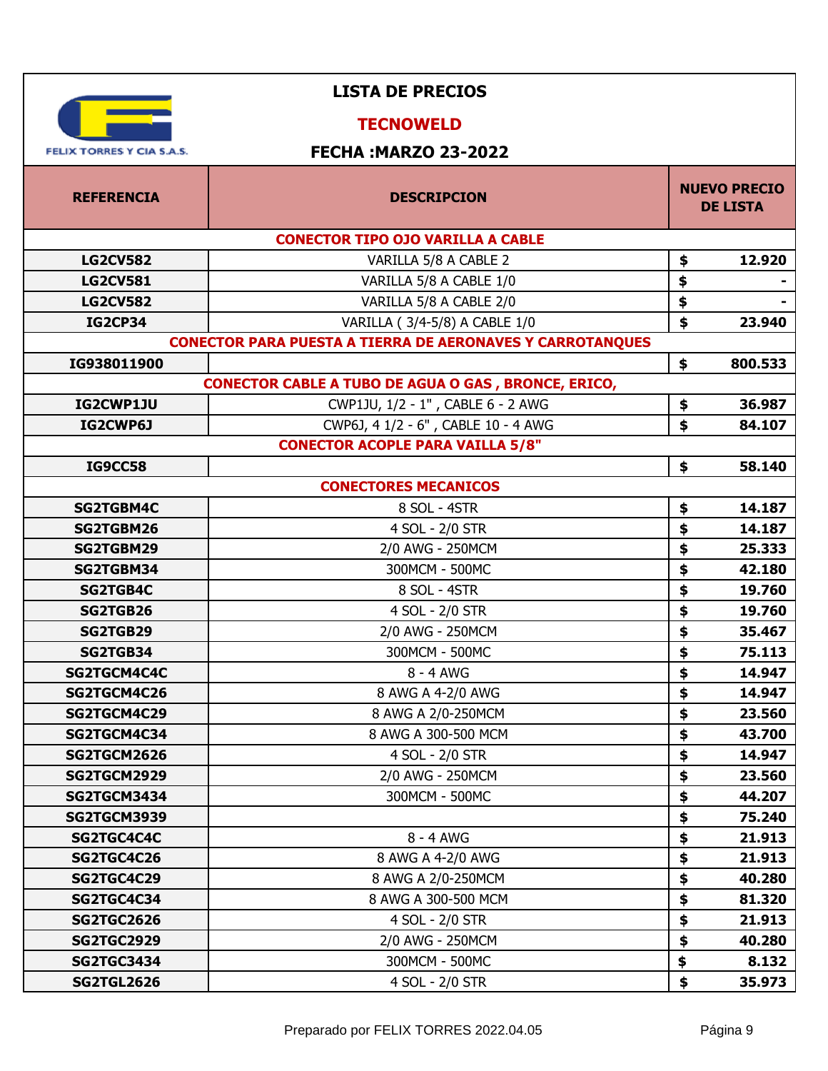# LISTA DE PRECIOS

## TECNOWELD

### FECHA :MARZO 23-2022

FELIX TORRES Y CIA S.A.S.

| REFERENCIA | DESCRIPCION | NUEVO PRECIO DE LISTA |
|---|---|---|
| **CONECTOR TIPO OJO VARILLA A CABLE** | | |
| LG2CV582 | VARILLA 5/8 A CABLE 2 | $ 12.920 |
| LG2CV581 | VARILLA 5/8 A CABLE 1/0 | $ - |
| LG2CV582 | VARILLA 5/8 A CABLE 2/0 | $ - |
| IG2CP34 | VARILLA ( 3/4-5/8) A CABLE 1/0 | $ 23.940 |
| **CONECTOR PARA PUESTA A TIERRA DE AERONAVES Y CARROTANQUES** | | |
| IG938011900 | | $ 800.533 |
| **CONECTOR CABLE A TUBO DE AGUA O GAS , BRONCE, ERICO,** | | |
| IG2CWP1JU | CWP1JU, 1/2 - 1" , CABLE 6 - 2 AWG | $ 36.987 |
| IG2CWP6J | CWP6J, 4 1/2 - 6" , CABLE 10 - 4 AWG | $ 84.107 |
| **CONECTOR ACOPLE PARA VAILLA 5/8"** | | |
| IG9CC58 | | $ 58.140 |
| **CONECTORES MECANICOS** | | |
| SG2TGBM4C | 8 SOL - 4STR | $ 14.187 |
| SG2TGBM26 | 4 SOL - 2/0 STR | $ 14.187 |
| SG2TGBM29 | 2/0 AWG - 250MCM | $ 25.333 |
| SG2TGBM34 | 300MCM - 500MC | $ 42.180 |
| SG2TGB4C | 8 SOL - 4STR | $ 19.760 |
| SG2TGB26 | 4 SOL - 2/0 STR | $ 19.760 |
| SG2TGB29 | 2/0 AWG - 250MCM | $ 35.467 |
| SG2TGB34 | 300MCM - 500MC | $ 75.113 |
| SG2TGCM4C4C | 8 - 4 AWG | $ 14.947 |
| SG2TGCM4C26 | 8 AWG A 4-2/0 AWG | $ 14.947 |
| SG2TGCM4C29 | 8 AWG A 2/0-250MCM | $ 23.560 |
| SG2TGCM4C34 | 8 AWG A 300-500 MCM | $ 43.700 |
| SG2TGCM2626 | 4 SOL - 2/0 STR | $ 14.947 |
| SG2TGCM2929 | 2/0 AWG - 250MCM | $ 23.560 |
| SG2TGCM3434 | 300MCM - 500MC | $ 44.207 |
| SG2TGCM3939 | | $ 75.240 |
| SG2TGC4C4C | 8 - 4 AWG | $ 21.913 |
| SG2TGC4C26 | 8 AWG A 4-2/0 AWG | $ 21.913 |
| SG2TGC4C29 | 8 AWG A 2/0-250MCM | $ 40.280 |
| SG2TGC4C34 | 8 AWG A 300-500 MCM | $ 81.320 |
| SG2TGC2626 | 4 SOL - 2/0 STR | $ 21.913 |
| SG2TGC2929 | 2/0 AWG - 250MCM | $ 40.280 |
| SG2TGC3434 | 300MCM - 500MC | $ 8.132 |
| SG2TGL2626 | 4 SOL - 2/0 STR | $ 35.973 |

Preparado por FELIX TORRES 2022.04.05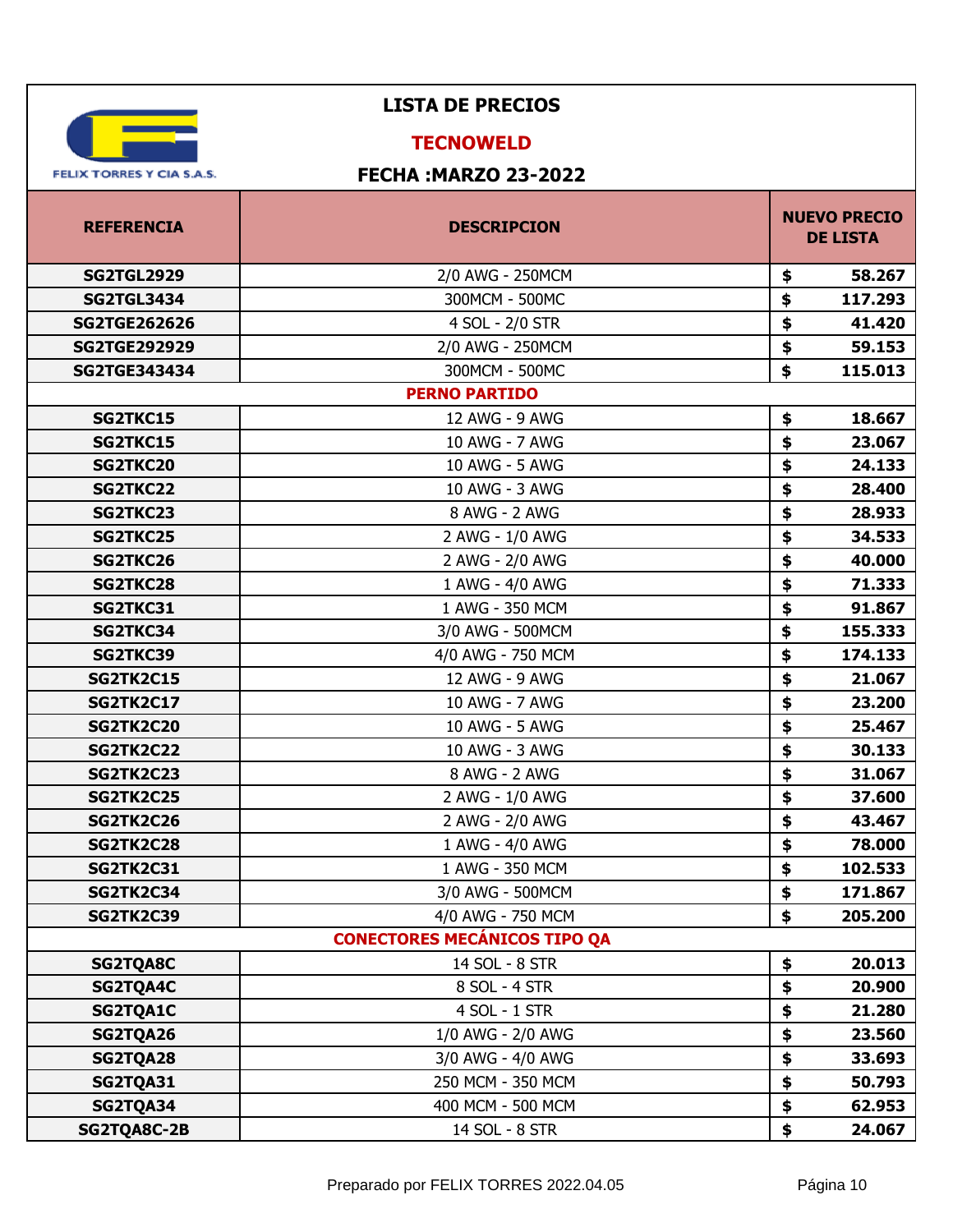FELIX TORRES Y CIA S.A.S.

# LISTA DE PRECIOS

## TECNOWELD

### FECHA :MARZO 23-2022

| REFERENCIA | DESCRIPCION | NUEVO PRECIO DE LISTA |
|---|---|---|
| **SG2TGL2929** | 2/0 AWG - 250MCM | **$ 58.267** |
| **SG2TGL3434** | 300MCM - 500MC | **$ 117.293** |
| **SG2TGE262626** | 4 SOL - 2/0 STR | **$ 41.420** |
| **SG2TGE292929** | 2/0 AWG - 250MCM | **$ 59.153** |
| **SG2TGE343434** | 300MCM - 500MC | **$ 115.013** |
| | **PERNO PARTIDO** | |
| **SG2TKC15** | 12 AWG - 9 AWG | **$ 18.667** |
| **SG2TKC15** | 10 AWG - 7 AWG | **$ 23.067** |
| **SG2TKC20** | 10 AWG - 5 AWG | **$ 24.133** |
| **SG2TKC22** | 10 AWG - 3 AWG | **$ 28.400** |
| **SG2TKC23** | 8 AWG - 2 AWG | **$ 28.933** |
| **SG2TKC25** | 2 AWG - 1/0 AWG | **$ 34.533** |
| **SG2TKC26** | 2 AWG - 2/0 AWG | **$ 40.000** |
| **SG2TKC28** | 1 AWG - 4/0 AWG | **$ 71.333** |
| **SG2TKC31** | 1 AWG - 350 MCM | **$ 91.867** |
| **SG2TKC34** | 3/0 AWG - 500MCM | **$ 155.333** |
| **SG2TKC39** | 4/0 AWG - 750 MCM | **$ 174.133** |
| **SG2TK2C15** | 12 AWG - 9 AWG | **$ 21.067** |
| **SG2TK2C17** | 10 AWG - 7 AWG | **$ 23.200** |
| **SG2TK2C20** | 10 AWG - 5 AWG | **$ 25.467** |
| **SG2TK2C22** | 10 AWG - 3 AWG | **$ 30.133** |
| **SG2TK2C23** | 8 AWG - 2 AWG | **$ 31.067** |
| **SG2TK2C25** | 2 AWG - 1/0 AWG | **$ 37.600** |
| **SG2TK2C26** | 2 AWG - 2/0 AWG | **$ 43.467** |
| **SG2TK2C28** | 1 AWG - 4/0 AWG | **$ 78.000** |
| **SG2TK2C31** | 1 AWG - 350 MCM | **$ 102.533** |
| **SG2TK2C34** | 3/0 AWG - 500MCM | **$ 171.867** |
| **SG2TK2C39** | 4/0 AWG - 750 MCM | **$ 205.200** |
| | **CONECTORES MECÁNICOS TIPO QA** | |
| **SG2TQA8C** | 14 SOL - 8 STR | **$ 20.013** |
| **SG2TQA4C** | 8 SOL - 4 STR | **$ 20.900** |
| **SG2TQA1C** | 4 SOL - 1 STR | **$ 21.280** |
| **SG2TQA26** | 1/0 AWG - 2/0 AWG | **$ 23.560** |
| **SG2TQA28** | 3/0 AWG - 4/0 AWG | **$ 33.693** |
| **SG2TQA31** | 250 MCM - 350 MCM | **$ 50.793** |
| **SG2TQA34** | 400 MCM - 500 MCM | **$ 62.953** |
| **SG2TQA8C-2B** | 14 SOL - 8 STR | **$ 24.067** |

Preparado por FELIX TORRES 2022.04.05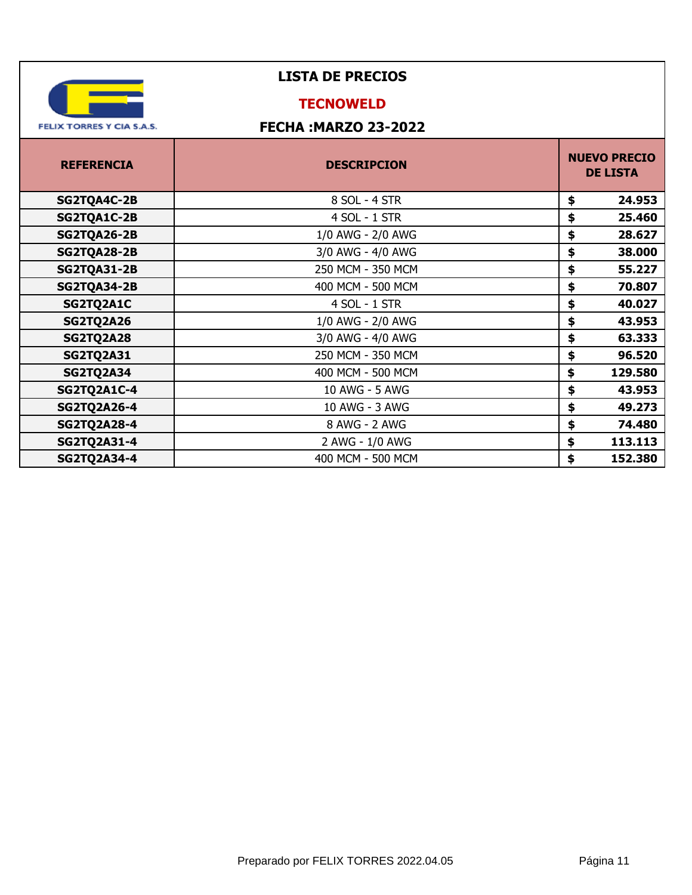FELIX TORRES Y CIA S.A.S.

# LISTA DE PRECIOS

## TECNOWELD

## FECHA :MARZO 23-2022

| REFERENCIA | DESCRIPCION | NUEVO PRECIO DE LISTA |
|---|---|---|
| SG2TQA4C-2B | 8 SOL - 4 STR | $ 24.953 |
| SG2TQA1C-2B | 4 SOL - 1 STR | $ 25.460 |
| SG2TQA26-2B | 1/0 AWG - 2/0 AWG | $ 28.627 |
| SG2TQA28-2B | 3/0 AWG - 4/0 AWG | $ 38.000 |
| SG2TQA31-2B | 250 MCM - 350 MCM | $ 55.227 |
| SG2TQA34-2B | 400 MCM - 500 MCM | $ 70.807 |
| SG2TQ2A1C | 4 SOL - 1 STR | $ 40.027 |
| SG2TQ2A26 | 1/0 AWG - 2/0 AWG | $ 43.953 |
| SG2TQ2A28 | 3/0 AWG - 4/0 AWG | $ 63.333 |
| SG2TQ2A31 | 250 MCM - 350 MCM | $ 96.520 |
| SG2TQ2A34 | 400 MCM - 500 MCM | $ 129.580 |
| SG2TQ2A1C-4 | 10 AWG - 5 AWG | $ 43.953 |
| SG2TQ2A26-4 | 10 AWG - 3 AWG | $ 49.273 |
| SG2TQ2A28-4 | 8 AWG - 2 AWG | $ 74.480 |
| SG2TQ2A31-4 | 2 AWG - 1/0 AWG | $ 113.113 |
| SG2TQ2A34-4 | 400 MCM - 500 MCM | $ 152.380 |

Preparado por FELIX TORRES 2022.04.05